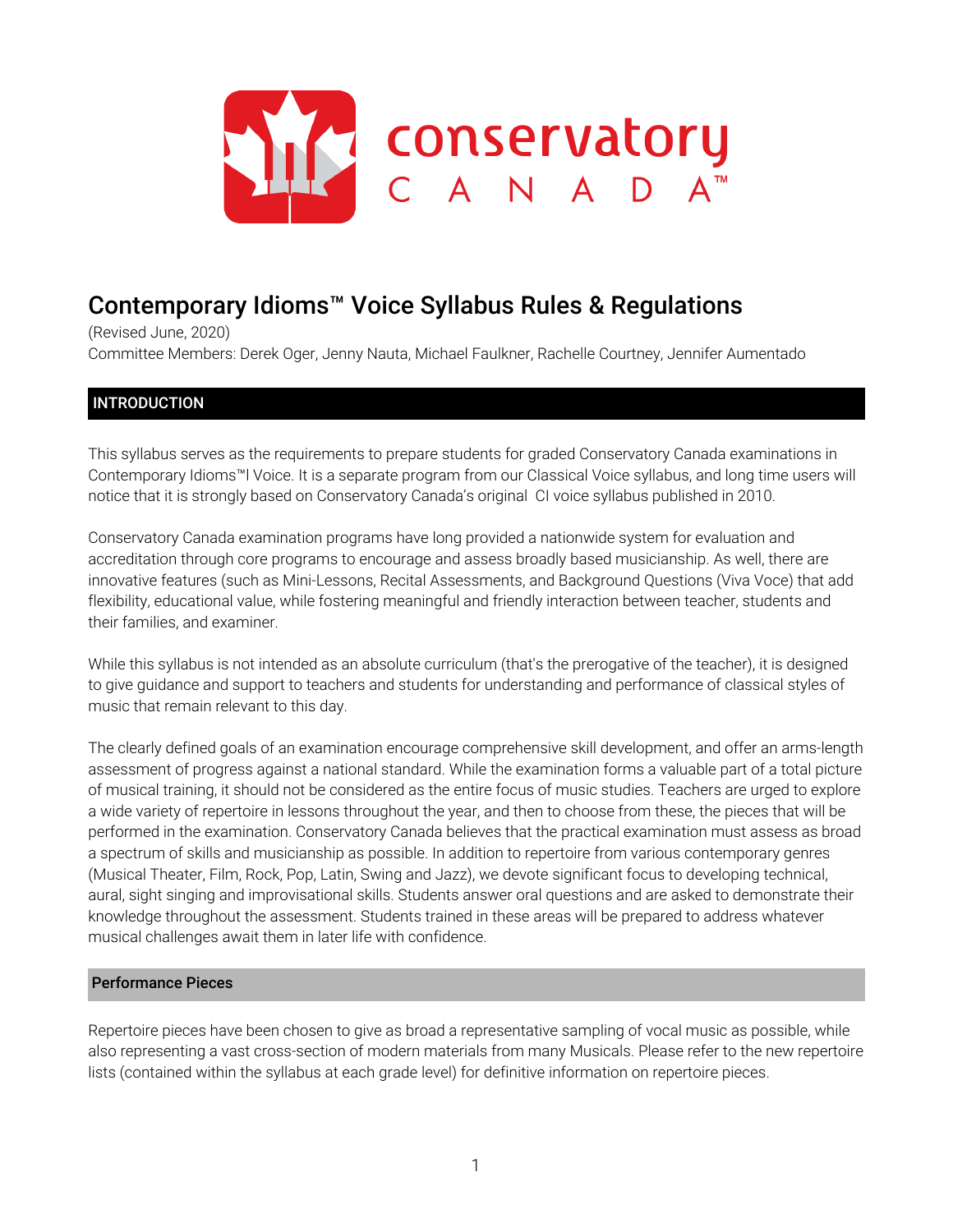conservatory CANADA™

# Contemporary Idioms™ Voice Syllabus Rules & Regulations

(Revised June, 2020)
Committee Members: Derek Oger, Jenny Nauta, Michael Faulkner, Rachelle Courtney, Jennifer Aumentado

## INTRODUCTION

This syllabus serves as the requirements to prepare students for graded Conservatory Canada examinations in Contemporary Idioms™I Voice. It is a separate program from our Classical Voice syllabus, and long time users will notice that it is strongly based on Conservatory Canada's original CI voice syllabus published in 2010.

Conservatory Canada examination programs have long provided a nationwide system for evaluation and accreditation through core programs to encourage and assess broadly based musicianship. As well, there are innovative features (such as Mini-Lessons, Recital Assessments, and Background Questions (Viva Voce) that add flexibility, educational value, while fostering meaningful and friendly interaction between teacher, students and their families, and examiner.

While this syllabus is not intended as an absolute curriculum (that's the prerogative of the teacher), it is designed to give guidance and support to teachers and students for understanding and performance of classical styles of music that remain relevant to this day.

The clearly defined goals of an examination encourage comprehensive skill development, and offer an arms-length assessment of progress against a national standard. While the examination forms a valuable part of a total picture of musical training, it should not be considered as the entire focus of music studies. Teachers are urged to explore a wide variety of repertoire in lessons throughout the year, and then to choose from these, the pieces that will be performed in the examination. Conservatory Canada believes that the practical examination must assess as broad a spectrum of skills and musicianship as possible. In addition to repertoire from various contemporary genres (Musical Theater, Film, Rock, Pop, Latin, Swing and Jazz), we devote significant focus to developing technical, aural, sight singing and improvisational skills. Students answer oral questions and are asked to demonstrate their knowledge throughout the assessment. Students trained in these areas will be prepared to address whatever musical challenges await them in later life with confidence.

### Performance Pieces

Repertoire pieces have been chosen to give as broad a representative sampling of vocal music as possible, while also representing a vast cross-section of modern materials from many Musicals. Please refer to the new repertoire lists (contained within the syllabus at each grade level) for definitive information on repertoire pieces.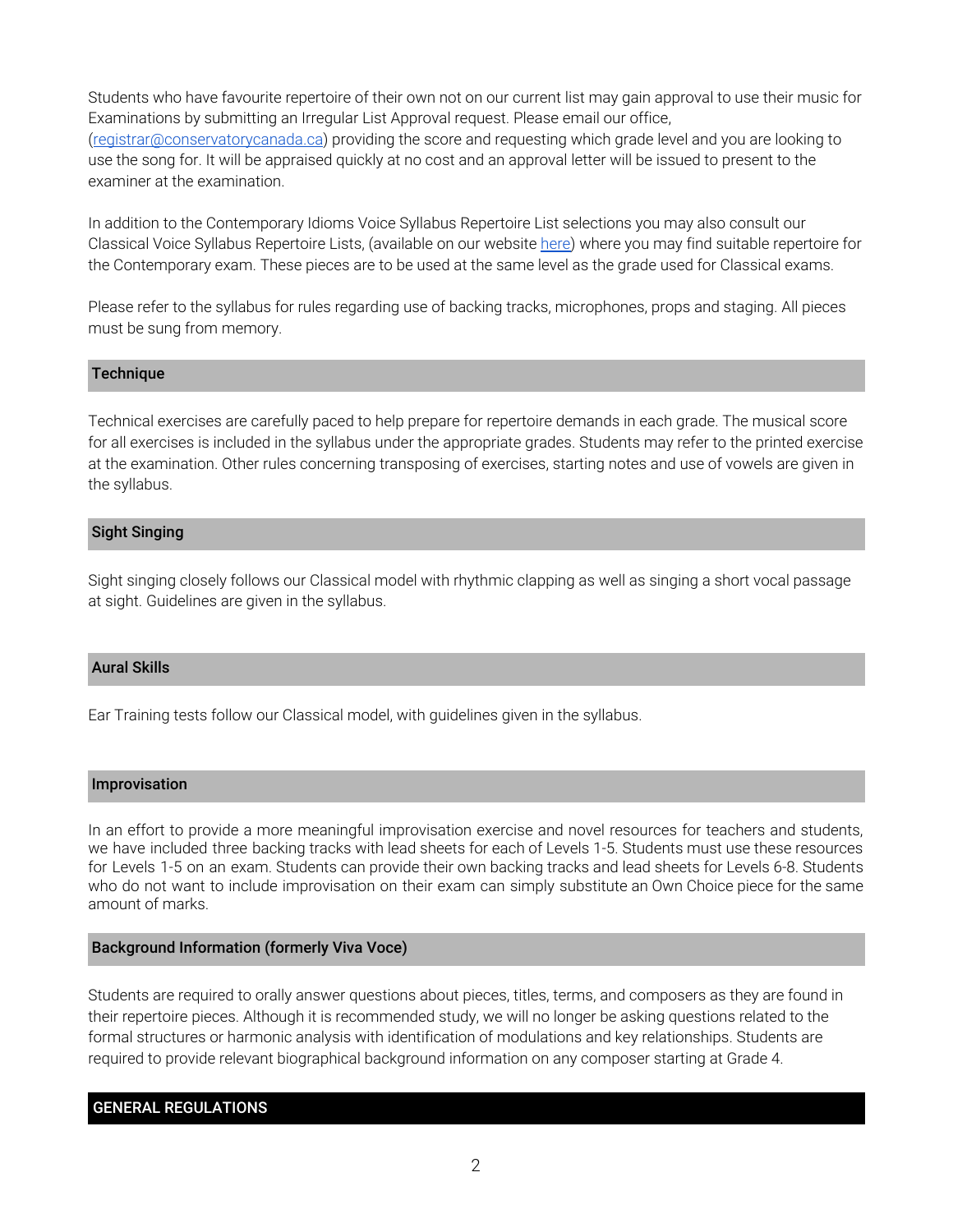Students who have favourite repertoire of their own not on our current list may gain approval to use their music for Examinations by submitting an Irregular List Approval request. Please email our office, (registrar@conservatorycanada.ca) providing the score and requesting which grade level and you are looking to use the song for. It will be appraised quickly at no cost and an approval letter will be issued to present to the examiner at the examination.

In addition to the Contemporary Idioms Voice Syllabus Repertoire List selections you may also consult our Classical Voice Syllabus Repertoire Lists, (available on our website here) where you may find suitable repertoire for the Contemporary exam. These pieces are to be used at the same level as the grade used for Classical exams.

Please refer to the syllabus for rules regarding use of backing tracks, microphones, props and staging. All pieces must be sung from memory.

## Technique

Technical exercises are carefully paced to help prepare for repertoire demands in each grade. The musical score for all exercises is included in the syllabus under the appropriate grades. Students may refer to the printed exercise at the examination. Other rules concerning transposing of exercises, starting notes and use of vowels are given in the syllabus.

## Sight Singing

Sight singing closely follows our Classical model with rhythmic clapping as well as singing a short vocal passage at sight. Guidelines are given in the syllabus.

## Aural Skills

Ear Training tests follow our Classical model, with guidelines given in the syllabus.

## Improvisation

In an effort to provide a more meaningful improvisation exercise and novel resources for teachers and students, we have included three backing tracks with lead sheets for each of Levels 1-5. Students must use these resources for Levels 1-5 on an exam. Students can provide their own backing tracks and lead sheets for Levels 6-8. Students who do not want to include improvisation on their exam can simply substitute an Own Choice piece for the same amount of marks.

## Background Information (formerly Viva Voce)

Students are required to orally answer questions about pieces, titles, terms, and composers as they are found in their repertoire pieces. Although it is recommended study, we will no longer be asking questions related to the formal structures or harmonic analysis with identification of modulations and key relationships. Students are required to provide relevant biographical background information on any composer starting at Grade 4.

# GENERAL REGULATIONS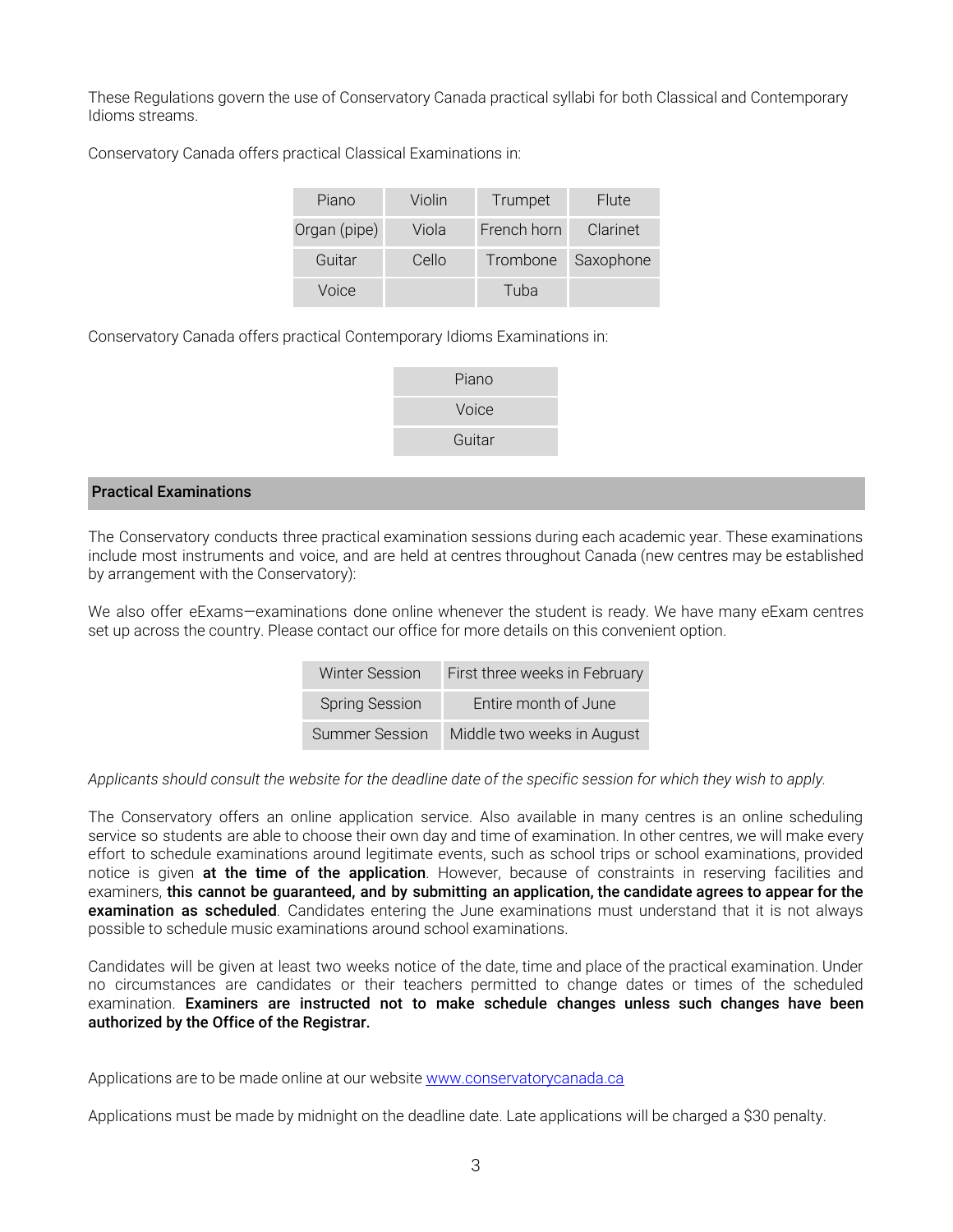These Regulations govern the use of Conservatory Canada practical syllabi for both Classical and Contemporary Idioms streams.

Conservatory Canada offers practical Classical Examinations in:

| | | | |
|---|---|---|---|
| Piano | Violin | Trumpet | Flute |
| Organ (pipe) | Viola | French horn | Clarinet |
| Guitar | Cello | Trombone | Saxophone |
| Voice | | Tuba | |

Conservatory Canada offers practical Contemporary Idioms Examinations in:

| |
|---|
| Piano |
| Voice |
| Guitar |

## Practical Examinations

The Conservatory conducts three practical examination sessions during each academic year. These examinations include most instruments and voice, and are held at centres throughout Canada (new centres may be established by arrangement with the Conservatory):

We also offer eExams—examinations done online whenever the student is ready. We have many eExam centres set up across the country. Please contact our office for more details on this convenient option.

| | |
|---|---|
| Winter Session | First three weeks in February |
| Spring Session | Entire month of June |
| Summer Session | Middle two weeks in August |

*Applicants should consult the website for the deadline date of the specific session for which they wish to apply.*

The Conservatory offers an online application service. Also available in many centres is an online scheduling service so students are able to choose their own day and time of examination. In other centres, we will make every effort to schedule examinations around legitimate events, such as school trips or school examinations, provided notice is given **at the time of the application**. However, because of constraints in reserving facilities and examiners, **this cannot be guaranteed, and by submitting an application, the candidate agrees to appear for the examination as scheduled**. Candidates entering the June examinations must understand that it is not always possible to schedule music examinations around school examinations.

Candidates will be given at least two weeks notice of the date, time and place of the practical examination. Under no circumstances are candidates or their teachers permitted to change dates or times of the scheduled examination. **Examiners are instructed not to make schedule changes unless such changes have been authorized by the Office of the Registrar.**

Applications are to be made online at our website www.conservatorycanada.ca

Applications must be made by midnight on the deadline date. Late applications will be charged a $30 penalty.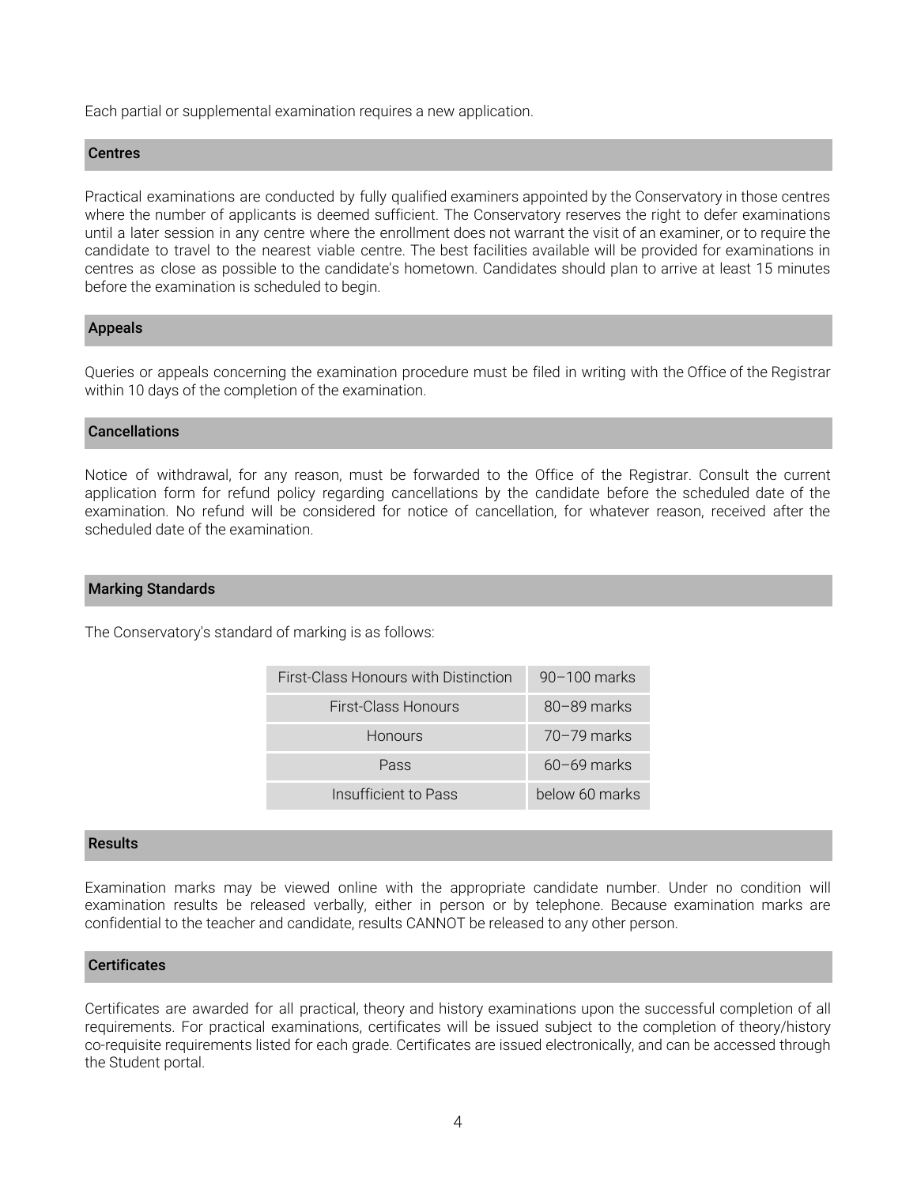Each partial or supplemental examination requires a new application.

## Centres

Practical examinations are conducted by fully qualified examiners appointed by the Conservatory in those centres where the number of applicants is deemed sufficient. The Conservatory reserves the right to defer examinations until a later session in any centre where the enrollment does not warrant the visit of an examiner, or to require the candidate to travel to the nearest viable centre. The best facilities available will be provided for examinations in centres as close as possible to the candidate's hometown. Candidates should plan to arrive at least 15 minutes before the examination is scheduled to begin.

## Appeals

Queries or appeals concerning the examination procedure must be filed in writing with the Office of the Registrar within 10 days of the completion of the examination.

## Cancellations

Notice of withdrawal, for any reason, must be forwarded to the Office of the Registrar. Consult the current application form for refund policy regarding cancellations by the candidate before the scheduled date of the examination. No refund will be considered for notice of cancellation, for whatever reason, received after the scheduled date of the examination.

## Marking Standards

The Conservatory's standard of marking is as follows:

| | |
|---|---|
| First-Class Honours with Distinction | 90–100 marks |
| First-Class Honours | 80–89 marks |
| Honours | 70–79 marks |
| Pass | 60–69 marks |
| Insufficient to Pass | below 60 marks |

## Results

Examination marks may be viewed online with the appropriate candidate number. Under no condition will examination results be released verbally, either in person or by telephone. Because examination marks are confidential to the teacher and candidate, results CANNOT be released to any other person.

## Certificates

Certificates are awarded for all practical, theory and history examinations upon the successful completion of all requirements. For practical examinations, certificates will be issued subject to the completion of theory/history co-requisite requirements listed for each grade. Certificates are issued electronically, and can be accessed through the Student portal.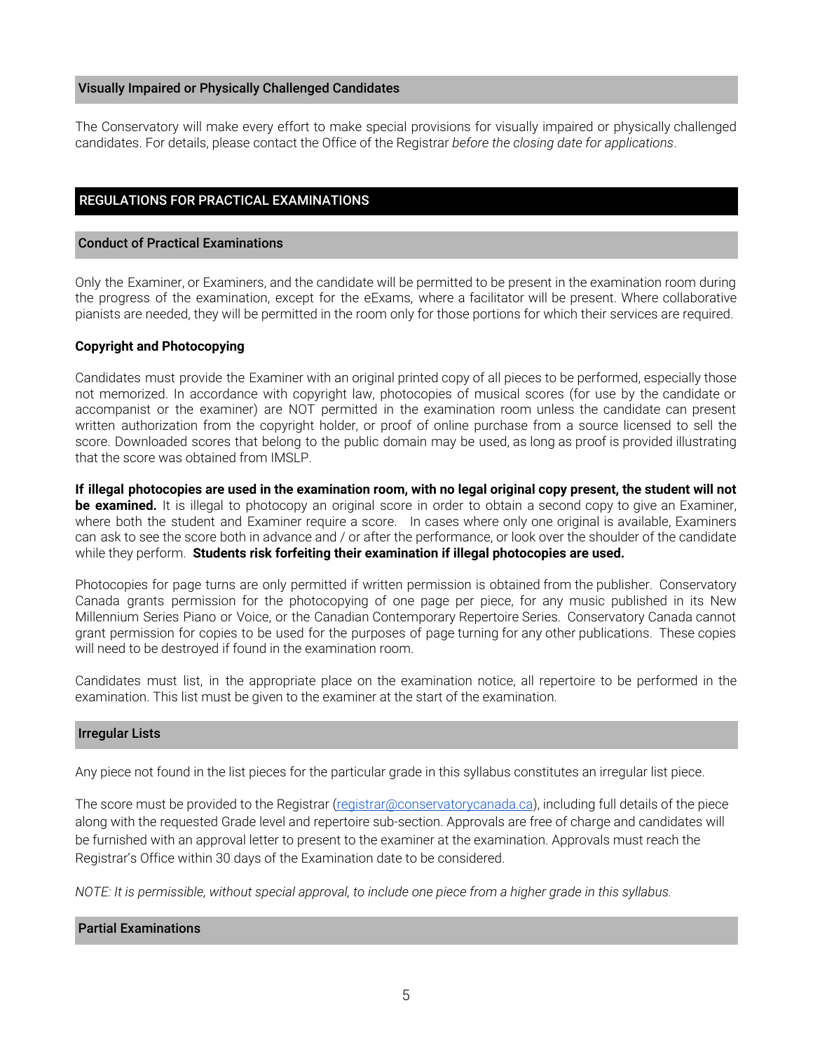### Visually Impaired or Physically Challenged Candidates

The Conservatory will make every effort to make special provisions for visually impaired or physically challenged candidates. For details, please contact the Office of the Registrar *before the closing date for applications*.

## REGULATIONS FOR PRACTICAL EXAMINATIONS

### Conduct of Practical Examinations

Only the Examiner, or Examiners, and the candidate will be permitted to be present in the examination room during the progress of the examination, except for the eExams, where a facilitator will be present. Where collaborative pianists are needed, they will be permitted in the room only for those portions for which their services are required.

**Copyright and Photocopying**

Candidates must provide the Examiner with an original printed copy of all pieces to be performed, especially those not memorized. In accordance with copyright law, photocopies of musical scores (for use by the candidate or accompanist or the examiner) are NOT permitted in the examination room unless the candidate can present written authorization from the copyright holder, or proof of online purchase from a source licensed to sell the score. Downloaded scores that belong to the public domain may be used, as long as proof is provided illustrating that the score was obtained from IMSLP.

**If illegal photocopies are used in the examination room, with no legal original copy present, the student will not be examined.** It is illegal to photocopy an original score in order to obtain a second copy to give an Examiner, where both the student and Examiner require a score. In cases where only one original is available, Examiners can ask to see the score both in advance and / or after the performance, or look over the shoulder of the candidate while they perform. **Students risk forfeiting their examination if illegal photocopies are used.**

Photocopies for page turns are only permitted if written permission is obtained from the publisher. Conservatory Canada grants permission for the photocopying of one page per piece, for any music published in its New Millennium Series Piano or Voice, or the Canadian Contemporary Repertoire Series. Conservatory Canada cannot grant permission for copies to be used for the purposes of page turning for any other publications. These copies will need to be destroyed if found in the examination room.

Candidates must list, in the appropriate place on the examination notice, all repertoire to be performed in the examination. This list must be given to the examiner at the start of the examination.

### Irregular Lists

Any piece not found in the list pieces for the particular grade in this syllabus constitutes an irregular list piece.

The score must be provided to the Registrar (registrar@conservatorycanada.ca), including full details of the piece along with the requested Grade level and repertoire sub-section. Approvals are free of charge and candidates will be furnished with an approval letter to present to the examiner at the examination. Approvals must reach the Registrar's Office within 30 days of the Examination date to be considered.

*NOTE: It is permissible, without special approval, to include one piece from a higher grade in this syllabus.*

### Partial Examinations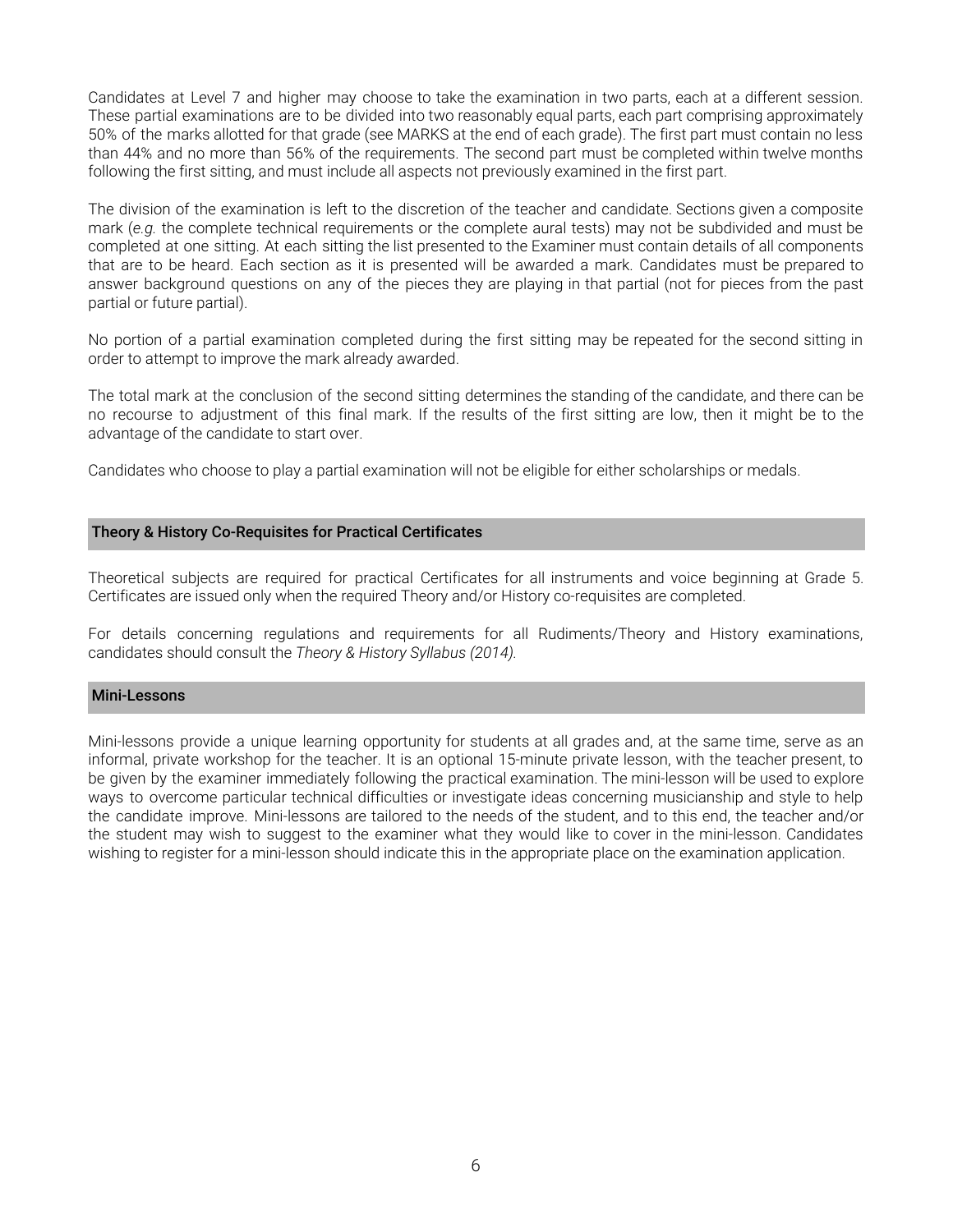Candidates at Level 7 and higher may choose to take the examination in two parts, each at a different session. These partial examinations are to be divided into two reasonably equal parts, each part comprising approximately 50% of the marks allotted for that grade (see MARKS at the end of each grade). The first part must contain no less than 44% and no more than 56% of the requirements. The second part must be completed within twelve months following the first sitting, and must include all aspects not previously examined in the first part.

The division of the examination is left to the discretion of the teacher and candidate. Sections given a composite mark (*e.g.* the complete technical requirements or the complete aural tests) may not be subdivided and must be completed at one sitting. At each sitting the list presented to the Examiner must contain details of all components that are to be heard. Each section as it is presented will be awarded a mark. Candidates must be prepared to answer background questions on any of the pieces they are playing in that partial (not for pieces from the past partial or future partial).

No portion of a partial examination completed during the first sitting may be repeated for the second sitting in order to attempt to improve the mark already awarded.

The total mark at the conclusion of the second sitting determines the standing of the candidate, and there can be no recourse to adjustment of this final mark. If the results of the first sitting are low, then it might be to the advantage of the candidate to start over.

Candidates who choose to play a partial examination will not be eligible for either scholarships or medals.

## Theory & History Co-Requisites for Practical Certificates

Theoretical subjects are required for practical Certificates for all instruments and voice beginning at Grade 5. Certificates are issued only when the required Theory and/or History co-requisites are completed.

For details concerning regulations and requirements for all Rudiments/Theory and History examinations, candidates should consult the *Theory & History Syllabus (2014).*

## Mini-Lessons

Mini-lessons provide a unique learning opportunity for students at all grades and, at the same time, serve as an informal, private workshop for the teacher. It is an optional 15-minute private lesson, with the teacher present, to be given by the examiner immediately following the practical examination. The mini-lesson will be used to explore ways to overcome particular technical difficulties or investigate ideas concerning musicianship and style to help the candidate improve. Mini-lessons are tailored to the needs of the student, and to this end, the teacher and/or the student may wish to suggest to the examiner what they would like to cover in the mini-lesson. Candidates wishing to register for a mini-lesson should indicate this in the appropriate place on the examination application.